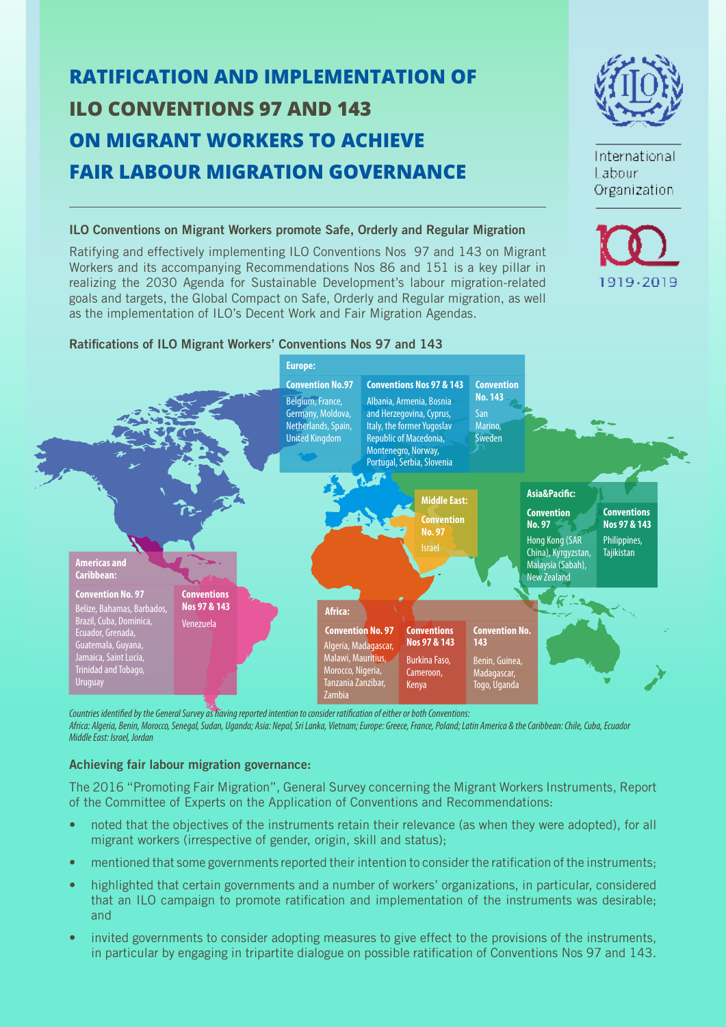# RATIFICATION AND IMPLEMENTATION OF ILO CONVENTIONS 97 AND 143 ON MIGRANT WORKERS TO ACHIEVE FAIR LABOUR MIGRATION GOVERNANCE

International Labour Organization

1919·2019

### ILO Conventions on Migrant Workers promote Safe, Orderly and Regular Migration

Ratifying and effectively implementing ILO Conventions Nos 97 and 143 on Migrant Workers and its accompanying Recommendations Nos 86 and 151 is a key pillar in realizing the 2030 Agenda for Sustainable Development's labour migration-related goals and targets, the Global Compact on Safe, Orderly and Regular migration, as well as the implementation of ILO's Decent Work and Fair Migration Agendas.

### Ratifications of ILO Migrant Workers' Conventions Nos 97 and 143

**Europe:**

- **Convention No.97:** Belgium, France, Germany, Moldova, Netherlands, Spain, United Kingdom
- **Conventions Nos 97 & 143:** Albania, Armenia, Bosnia and Herzegovina, Cyprus, Italy, the former Yugoslav Republic of Macedonia, Montenegro, Norway, Portugal, Serbia, Slovenia
- **Convention No. 143:** San Marino, Sweden

**Middle East:**

- **Convention No. 97:** Israel

**Asia&Pacific:**

- **Convention No. 97:** Hong Kong (SAR China), Kyrgyzstan, Malaysia (Sabah), New Zealand
- **Conventions Nos 97 & 143:** Philippines, Tajikistan

**Americas and Caribbean:**

- **Convention No. 97:** Belize, Bahamas, Barbados, Brazil, Cuba, Dominica, Ecuador, Grenada, Guatemala, Guyana, Jamaica, Saint Lucia, Trinidad and Tobago, Uruguay
- **Conventions Nos 97 & 143:** Venezuela

**Africa:**

- **Convention No. 97:** Algeria, Madagascar, Malawi, Mauritius, Morocco, Nigeria, Tanzania Zanzibar, Zambia
- **Conventions Nos 97 & 143:** Burkina Faso, Cameroon, Kenya
- **Convention No. 143:** Benin, Guinea, Madagascar, Togo, Uganda

*Countries identified by the General Survey as having reported intention to consider ratification of either or both Conventions:*
*Africa: Algeria, Benin, Morocco, Senegal, Sudan, Uganda; Asia: Nepal, Sri Lanka, Vietnam; Europe: Greece, France, Poland; Latin America & the Caribbean: Chile, Cuba, Ecuador*
*Middle East: Israel, Jordan*

### Achieving fair labour migration governance:

The 2016 "Promoting Fair Migration", General Survey concerning the Migrant Workers Instruments, Report of the Committee of Experts on the Application of Conventions and Recommendations:

- noted that the objectives of the instruments retain their relevance (as when they were adopted), for all migrant workers (irrespective of gender, origin, skill and status);
- mentioned that some governments reported their intention to consider the ratification of the instruments;
- highlighted that certain governments and a number of workers' organizations, in particular, considered that an ILO campaign to promote ratification and implementation of the instruments was desirable; and
- invited governments to consider adopting measures to give effect to the provisions of the instruments, in particular by engaging in tripartite dialogue on possible ratification of Conventions Nos 97 and 143.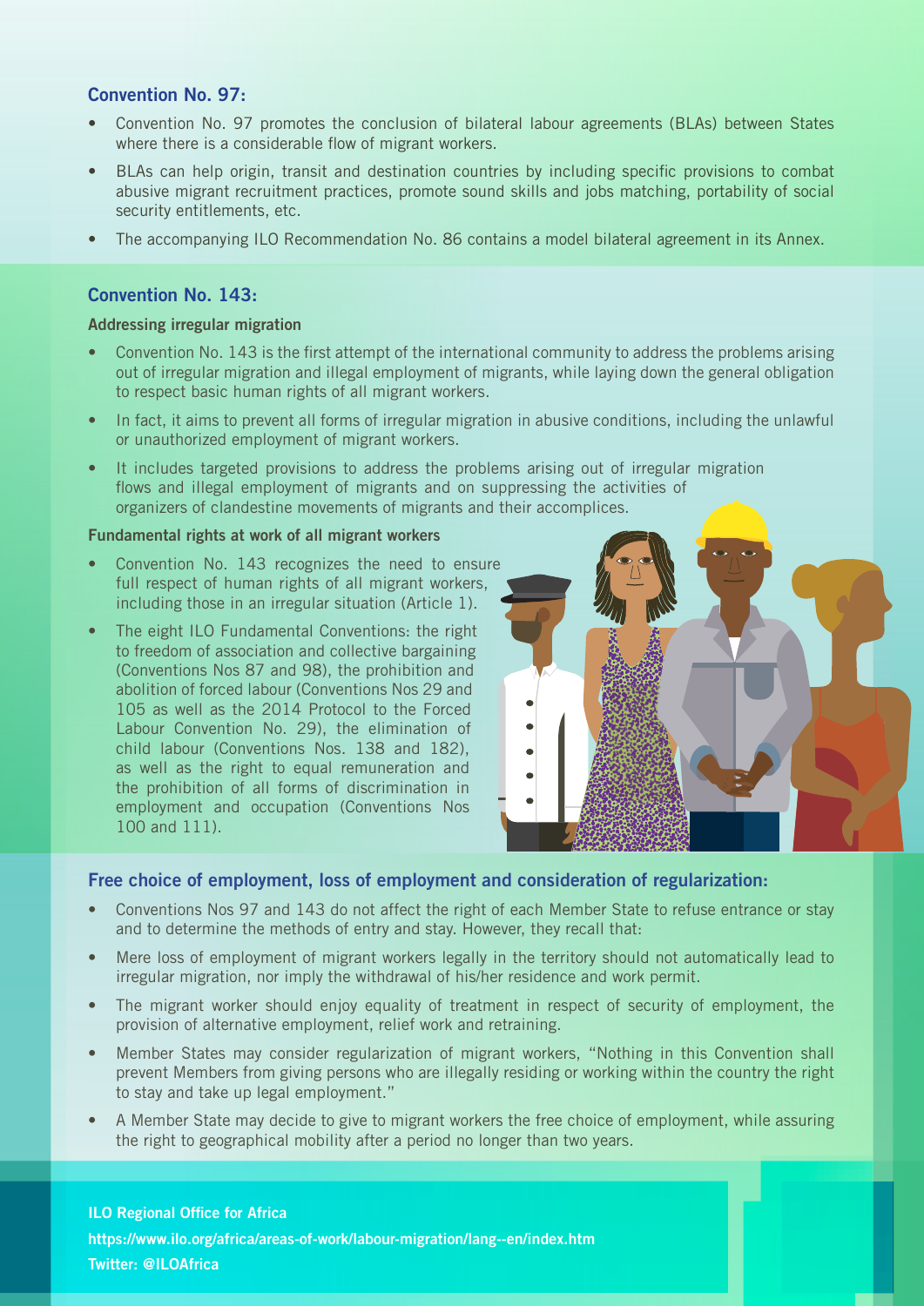## Convention No. 97:

- Convention No. 97 promotes the conclusion of bilateral labour agreements (BLAs) between States where there is a considerable flow of migrant workers.
- BLAs can help origin, transit and destination countries by including specific provisions to combat abusive migrant recruitment practices, promote sound skills and jobs matching, portability of social security entitlements, etc.
- The accompanying ILO Recommendation No. 86 contains a model bilateral agreement in its Annex.

## Convention No. 143:

### Addressing irregular migration

- Convention No. 143 is the first attempt of the international community to address the problems arising out of irregular migration and illegal employment of migrants, while laying down the general obligation to respect basic human rights of all migrant workers.
- In fact, it aims to prevent all forms of irregular migration in abusive conditions, including the unlawful or unauthorized employment of migrant workers.
- It includes targeted provisions to address the problems arising out of irregular migration flows and illegal employment of migrants and on suppressing the activities of organizers of clandestine movements of migrants and their accomplices.

### Fundamental rights at work of all migrant workers

- Convention No. 143 recognizes the need to ensure full respect of human rights of all migrant workers, including those in an irregular situation (Article 1).
- The eight ILO Fundamental Conventions: the right to freedom of association and collective bargaining (Conventions Nos 87 and 98), the prohibition and abolition of forced labour (Conventions Nos 29 and 105 as well as the 2014 Protocol to the Forced Labour Convention No. 29), the elimination of child labour (Conventions Nos. 138 and 182), as well as the right to equal remuneration and the prohibition of all forms of discrimination in employment and occupation (Conventions Nos 100 and 111).

## Free choice of employment, loss of employment and consideration of regularization:

- Conventions Nos 97 and 143 do not affect the right of each Member State to refuse entrance or stay and to determine the methods of entry and stay. However, they recall that:
- Mere loss of employment of migrant workers legally in the territory should not automatically lead to irregular migration, nor imply the withdrawal of his/her residence and work permit.
- The migrant worker should enjoy equality of treatment in respect of security of employment, the provision of alternative employment, relief work and retraining.
- Member States may consider regularization of migrant workers, "Nothing in this Convention shall prevent Members from giving persons who are illegally residing or working within the country the right to stay and take up legal employment."
- A Member State may decide to give to migrant workers the free choice of employment, while assuring the right to geographical mobility after a period no longer than two years.

**ILO Regional Office for Africa**
**https://www.ilo.org/africa/areas-of-work/labour-migration/lang--en/index.htm**
**Twitter: @ILOAfrica**